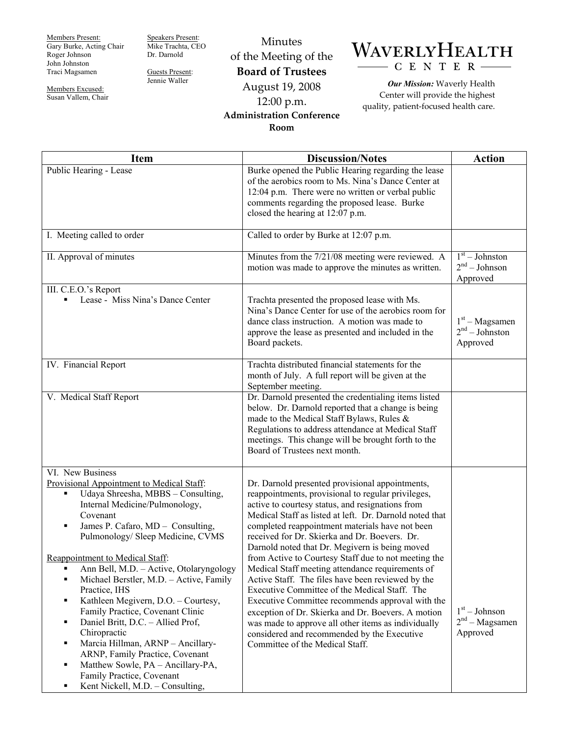Members Present:
Gary Burke, Acting Chair
Roger Johnson
John Johnston
Traci Magsamen

Members Excused:
Susan Vallem, Chair

Speakers Present:
Mike Trachta, CEO
Dr. Darnold

Guests Present:
Jennie Waller

# Minutes of the Meeting of the **Board of Trustees**

August 19, 2008
12:00 p.m.
**Administration Conference Room**

**WAVERLY HEALTH CENTER**

***Our Mission:*** Waverly Health Center will provide the highest quality, patient-focused health care.

| Item | Discussion/Notes | Action |
|---|---|---|
| Public Hearing - Lease | Burke opened the Public Hearing regarding the lease of the aerobics room to Ms. Nina's Dance Center at 12:04 p.m. There were no written or verbal public comments regarding the proposed lease. Burke closed the hearing at 12:07 p.m. | |
| I. Meeting called to order | Called to order by Burke at 12:07 p.m. | |
| II. Approval of minutes | Minutes from the 7/21/08 meeting were reviewed. A motion was made to approve the minutes as written. | 1st – Johnston<br>2nd – Johnson<br>Approved |
| III. C.E.O.'s Report<br>▪ Lease - Miss Nina's Dance Center | Trachta presented the proposed lease with Ms. Nina's Dance Center for use of the aerobics room for dance class instruction. A motion was made to approve the lease as presented and included in the Board packets. | 1st – Magsamen<br>2nd – Johnston<br>Approved |
| IV. Financial Report | Trachta distributed financial statements for the month of July. A full report will be given at the September meeting. | |
| V. Medical Staff Report | Dr. Darnold presented the credentialing items listed below. Dr. Darnold reported that a change is being made to the Medical Staff Bylaws, Rules & Regulations to address attendance at Medical Staff meetings. This change will be brought forth to the Board of Trustees next month. | |
| VI. New Business<br>Provisional Appointment to Medical Staff:<br>▪ Udaya Shreesha, MBBS – Consulting, Internal Medicine/Pulmonology, Covenant<br>▪ James P. Cafaro, MD – Consulting, Pulmonology/ Sleep Medicine, CVMS<br><br>Reappointment to Medical Staff:<br>▪ Ann Bell, M.D. – Active, Otolaryngology<br>▪ Michael Berstler, M.D. – Active, Family Practice, IHS<br>▪ Kathleen Megivern, D.O. – Courtesy, Family Practice, Covenant Clinic<br>▪ Daniel Britt, D.C. – Allied Prof, Chiropractic<br>▪ Marcia Hillman, ARNP – Ancillary-ARNP, Family Practice, Covenant<br>▪ Matthew Sowle, PA – Ancillary-PA, Family Practice, Covenant<br>▪ Kent Nickell, M.D. – Consulting, | Dr. Darnold presented provisional appointments, reappointments, provisional to regular privileges, active to courtesy status, and resignations from Medical Staff as listed at left. Dr. Darnold noted that completed reappointment materials have not been received for Dr. Skierka and Dr. Boevers. Dr. Darnold noted that Dr. Megivern is being moved from Active to Courtesy Staff due to not meeting the Medical Staff meeting attendance requirements of Active Staff. The files have been reviewed by the Executive Committee of the Medical Staff. The Executive Committee recommends approval with the exception of Dr. Skierka and Dr. Boevers. A motion was made to approve all other items as individually considered and recommended by the Executive Committee of the Medical Staff. | 1st – Johnson<br>2nd – Magsamen<br>Approved |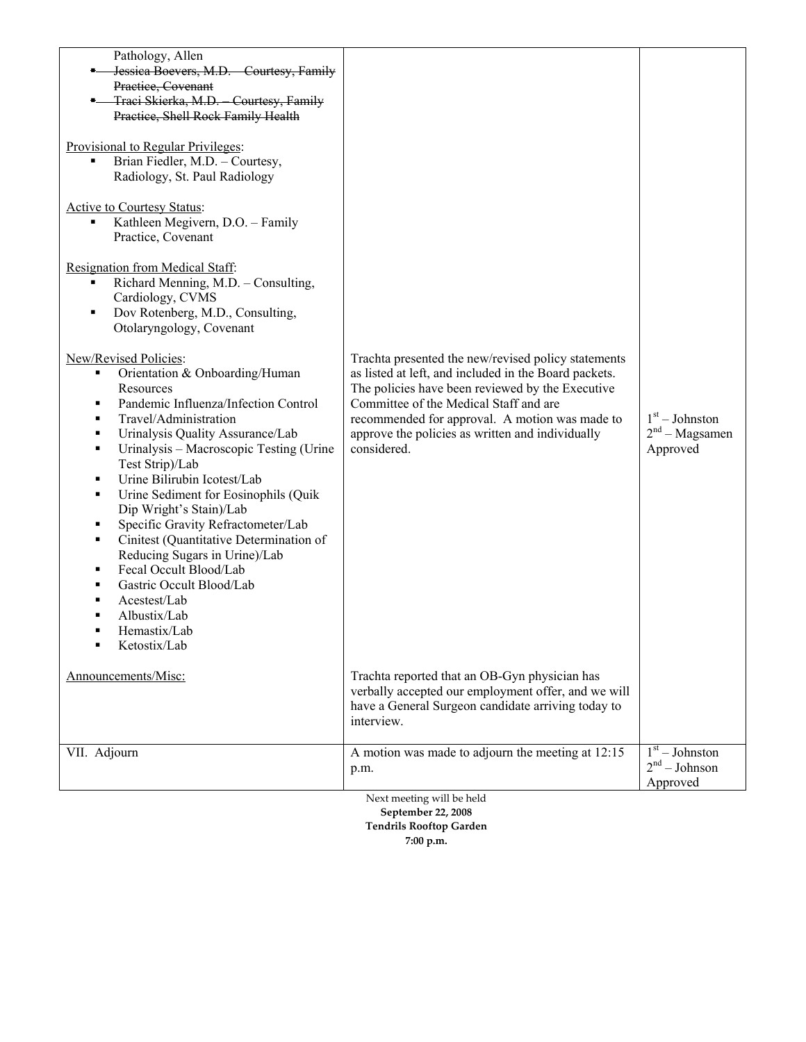| | | |
|---|---|---|
| Pathology, Allen<br>▪ ~~Jessica Boevers, M.D. – Courtesy, Family Practice, Covenant~~<br>▪ ~~Traci Skierka, M.D. – Courtesy, Family Practice, Shell Rock Family Health~~<br><br><u>Provisional to Regular Privileges</u>:<br>▪ Brian Fiedler, M.D. – Courtesy, Radiology, St. Paul Radiology<br><br><u>Active to Courtesy Status</u>:<br>▪ Kathleen Megivern, D.O. – Family Practice, Covenant<br><br><u>Resignation from Medical Staff</u>:<br>▪ Richard Menning, M.D. – Consulting, Cardiology, CVMS<br>▪ Dov Rotenberg, M.D., Consulting, Otolaryngology, Covenant | | |
| <u>New/Revised Policies</u>:<br>▪ Orientation & Onboarding/Human Resources<br>▪ Pandemic Influenza/Infection Control<br>▪ Travel/Administration<br>▪ Urinalysis Quality Assurance/Lab<br>▪ Urinalysis – Macroscopic Testing (Urine Test Strip)/Lab<br>▪ Urine Bilirubin Icotest/Lab<br>▪ Urine Sediment for Eosinophils (Quik Dip Wright's Stain)/Lab<br>▪ Specific Gravity Refractometer/Lab<br>▪ Cinitest (Quantitative Determination of Reducing Sugars in Urine)/Lab<br>▪ Fecal Occult Blood/Lab<br>▪ Gastric Occult Blood/Lab<br>▪ Acestest/Lab<br>▪ Albustix/Lab<br>▪ Hemastix/Lab<br>▪ Ketostix/Lab | Trachta presented the new/revised policy statements as listed at left, and included in the Board packets. The policies have been reviewed by the Executive Committee of the Medical Staff and are recommended for approval. A motion was made to approve the policies as written and individually considered. | 1st – Johnston<br>2nd – Magsamen<br>Approved |
| <u>Announcements/Misc:</u> | Trachta reported that an OB-Gyn physician has verbally accepted our employment offer, and we will have a General Surgeon candidate arriving today to interview. | |
| VII. Adjourn | A motion was made to adjourn the meeting at 12:15 p.m. | 1st – Johnston<br>2nd – Johnson<br>Approved |

Next meeting will be held
**September 22, 2008**
**Tendrils Rooftop Garden**
**7:00 p.m.**